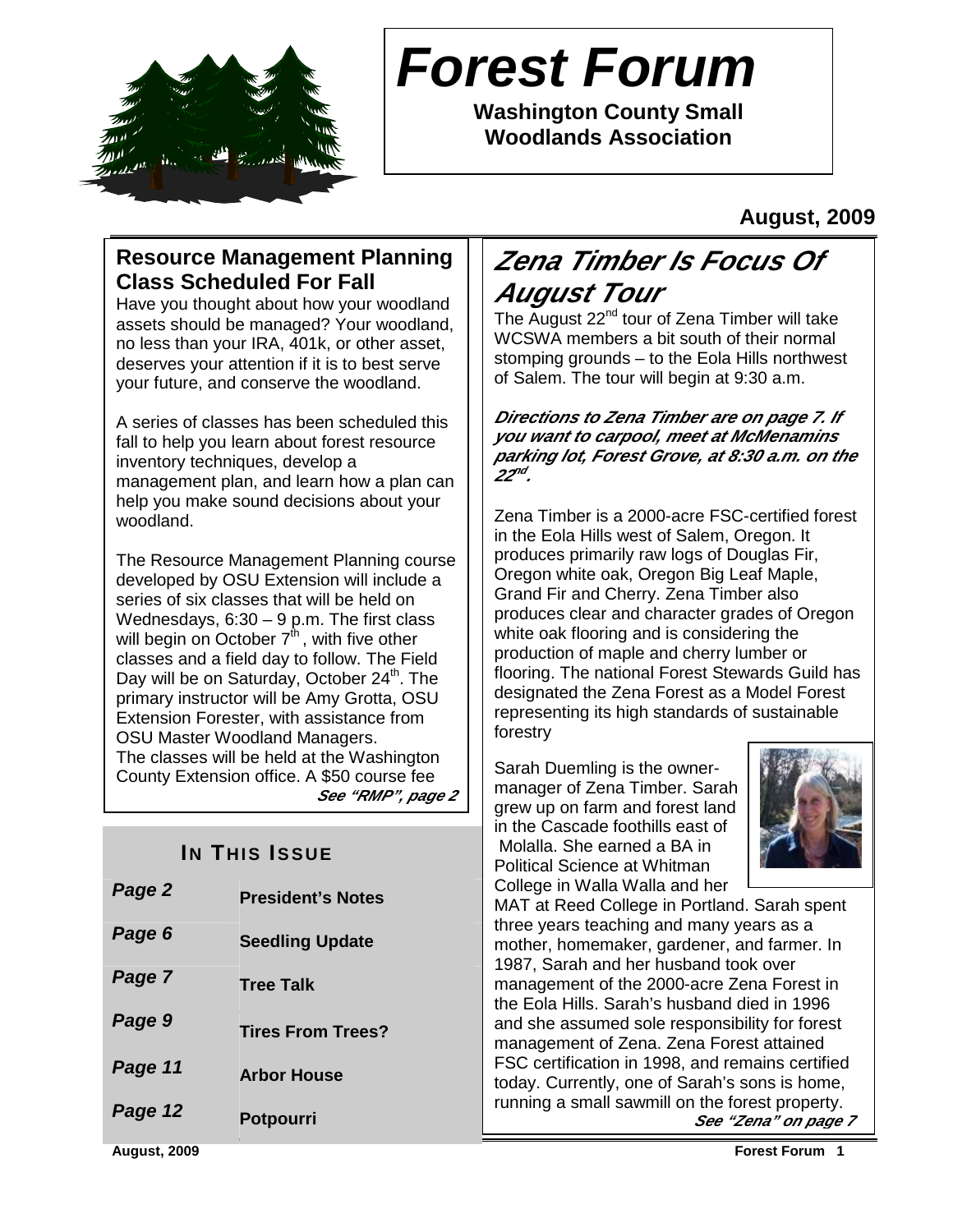# Forest Forum

**Washington County Small Woodlands Association**

**August, 2009**

## Resource Management Planning Class Scheduled For Fall

Have you thought about how your woodland assets should be managed? Your woodland, no less than your IRA, 401k, or other asset, deserves your attention if it is to best serve your future, and conserve the woodland.

A series of classes has been scheduled this fall to help you learn about forest resource inventory techniques, develop a management plan, and learn how a plan can help you make sound decisions about your woodland.

The Resource Management Planning course developed by OSU Extension will include a series of six classes that will be held on Wednesdays, 6:30 – 9 p.m. The first class will begin on October 7th, with five other classes and a field day to follow. The Field Day will be on Saturday, October 24th. The primary instructor will be Amy Grotta, OSU Extension Forester, with assistance from OSU Master Woodland Managers.
The classes will be held at the Washington County Extension office. A $50 course fee

***See "RMP", page 2***

### In This Issue

| | |
|---|---|
| *Page 2* | President's Notes |
| *Page 6* | Seedling Update |
| *Page 7* | Tree Talk |
| *Page 9* | Tires From Trees? |
| *Page 11* | Arbor House |
| *Page 12* | Potpourri |

## *Zena Timber Is Focus Of August Tour*

The August 22nd tour of Zena Timber will take WCSWA members a bit south of their normal stomping grounds – to the Eola Hills northwest of Salem. The tour will begin at 9:30 a.m.

***Directions to Zena Timber are on page 7. If you want to carpool, meet at McMenamins parking lot, Forest Grove, at 8:30 a.m. on the 22nd.***

Zena Timber is a 2000-acre FSC-certified forest in the Eola Hills west of Salem, Oregon. It produces primarily raw logs of Douglas Fir, Oregon white oak, Oregon Big Leaf Maple, Grand Fir and Cherry. Zena Timber also produces clear and character grades of Oregon white oak flooring and is considering the production of maple and cherry lumber or flooring. The national Forest Stewards Guild has designated the Zena Forest as a Model Forest representing its high standards of sustainable forestry

Sarah Duemling is the owner-manager of Zena Timber. Sarah grew up on farm and forest land in the Cascade foothills east of Molalla. She earned a BA in Political Science at Whitman College in Walla Walla and her MAT at Reed College in Portland. Sarah spent three years teaching and many years as a mother, homemaker, gardener, and farmer. In 1987, Sarah and her husband took over management of the 2000-acre Zena Forest in the Eola Hills. Sarah's husband died in 1996 and she assumed sole responsibility for forest management of Zena. Zena Forest attained FSC certification in 1998, and remains certified today. Currently, one of Sarah's sons is home, running a small sawmill on the forest property.

***See "Zena" on page 7***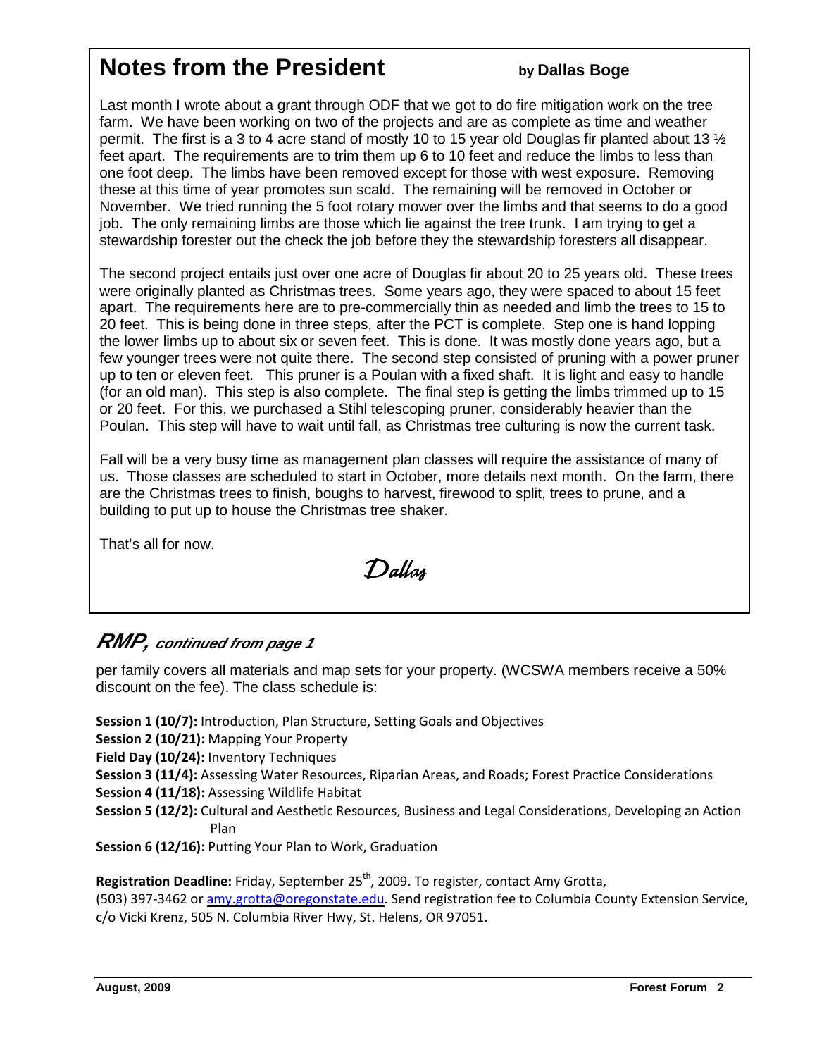## Notes from the President

**by Dallas Boge**

Last month I wrote about a grant through ODF that we got to do fire mitigation work on the tree farm. We have been working on two of the projects and are as complete as time and weather permit. The first is a 3 to 4 acre stand of mostly 10 to 15 year old Douglas fir planted about 13 ½ feet apart. The requirements are to trim them up 6 to 10 feet and reduce the limbs to less than one foot deep. The limbs have been removed except for those with west exposure. Removing these at this time of year promotes sun scald. The remaining will be removed in October or November. We tried running the 5 foot rotary mower over the limbs and that seems to do a good job. The only remaining limbs are those which lie against the tree trunk. I am trying to get a stewardship forester out the check the job before they the stewardship foresters all disappear.

The second project entails just over one acre of Douglas fir about 20 to 25 years old. These trees were originally planted as Christmas trees. Some years ago, they were spaced to about 15 feet apart. The requirements here are to pre-commercially thin as needed and limb the trees to 15 to 20 feet. This is being done in three steps, after the PCT is complete. Step one is hand lopping the lower limbs up to about six or seven feet. This is done. It was mostly done years ago, but a few younger trees were not quite there. The second step consisted of pruning with a power pruner up to ten or eleven feet. This pruner is a Poulan with a fixed shaft. It is light and easy to handle (for an old man). This step is also complete. The final step is getting the limbs trimmed up to 15 or 20 feet. For this, we purchased a Stihl telescoping pruner, considerably heavier than the Poulan. This step will have to wait until fall, as Christmas tree culturing is now the current task.

Fall will be a very busy time as management plan classes will require the assistance of many of us. Those classes are scheduled to start in October, more details next month. On the farm, there are the Christmas trees to finish, boughs to harvest, firewood to split, trees to prune, and a building to put up to house the Christmas tree shaker.

That's all for now.

*Dallas*

## *RMP, continued from page 1*

per family covers all materials and map sets for your property. (WCSWA members receive a 50% discount on the fee). The class schedule is:

**Session 1 (10/7):** Introduction, Plan Structure, Setting Goals and Objectives
**Session 2 (10/21):** Mapping Your Property
**Field Day (10/24):** Inventory Techniques
**Session 3 (11/4):** Assessing Water Resources, Riparian Areas, and Roads; Forest Practice Considerations
**Session 4 (11/18):** Assessing Wildlife Habitat
**Session 5 (12/2):** Cultural and Aesthetic Resources, Business and Legal Considerations, Developing an Action Plan
**Session 6 (12/16):** Putting Your Plan to Work, Graduation

**Registration Deadline:** Friday, September 25th, 2009. To register, contact Amy Grotta, (503) 397-3462 or amy.grotta@oregonstate.edu. Send registration fee to Columbia County Extension Service, c/o Vicki Krenz, 505 N. Columbia River Hwy, St. Helens, OR 97051.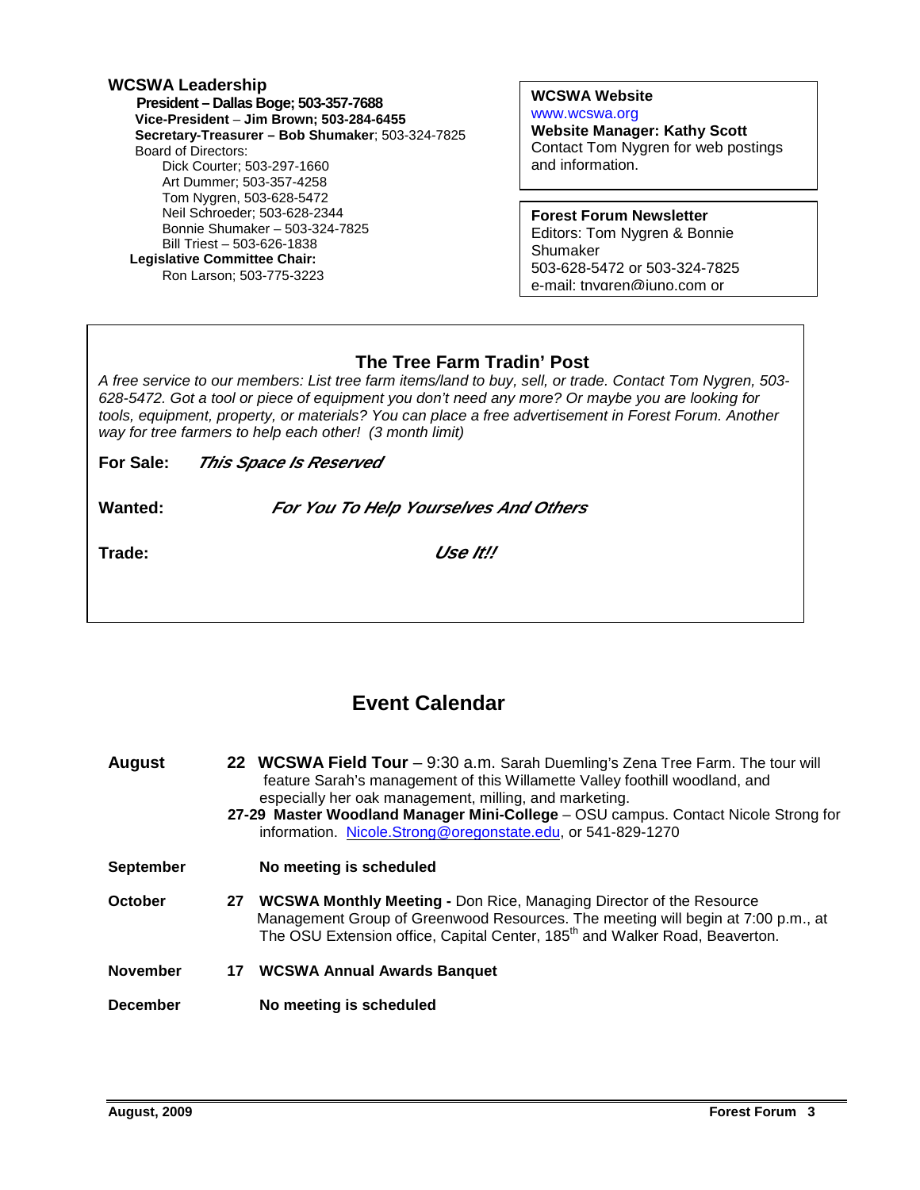## WCSWA Leadership

**President – Dallas Boge; 503-357-7688**
**Vice-President – Jim Brown; 503-284-6455**
**Secretary-Treasurer – Bob Shumaker**; 503-324-7825
Board of Directors:
- Dick Courter; 503-297-1660
- Art Dummer; 503-357-4258
- Tom Nygren, 503-628-5472
- Neil Schroeder; 503-628-2344
- Bonnie Shumaker – 503-324-7825
- Bill Triest – 503-626-1838

**Legislative Committee Chair:**
Ron Larson; 503-775-3223

**WCSWA Website**
www.wcswa.org
**Website Manager: Kathy Scott**
Contact Tom Nygren for web postings and information.

**Forest Forum Newsletter**
Editors: Tom Nygren & Bonnie Shumaker
503-628-5472 or 503-324-7825
e-mail: tnygren@juno.com or

## The Tree Farm Tradin' Post

*A free service to our members: List tree farm items/land to buy, sell, or trade. Contact Tom Nygren, 503-628-5472. Got a tool or piece of equipment you don't need any more? Or maybe you are looking for tools, equipment, property, or materials? You can place a free advertisement in Forest Forum. Another way for tree farmers to help each other! (3 month limit)*

**For Sale:** ***This Space Is Reserved***

**Wanted:** ***For You To Help Yourselves And Others***

**Trade:** ***Use It!!***

## Event Calendar

**August**

**22 WCSWA Field Tour** – 9:30 a.m. Sarah Duemling's Zena Tree Farm. The tour will feature Sarah's management of this Willamette Valley foothill woodland, and especially her oak management, milling, and marketing.

**27-29 Master Woodland Manager Mini-College** – OSU campus. Contact Nicole Strong for information. Nicole.Strong@oregonstate.edu, or 541-829-1270

**September**

**No meeting is scheduled**

**October**

**27 WCSWA Monthly Meeting -** Don Rice, Managing Director of the Resource Management Group of Greenwood Resources. The meeting will begin at 7:00 p.m., at The OSU Extension office, Capital Center, 185th and Walker Road, Beaverton.

**November**

**17 WCSWA Annual Awards Banquet**

**December**

**No meeting is scheduled**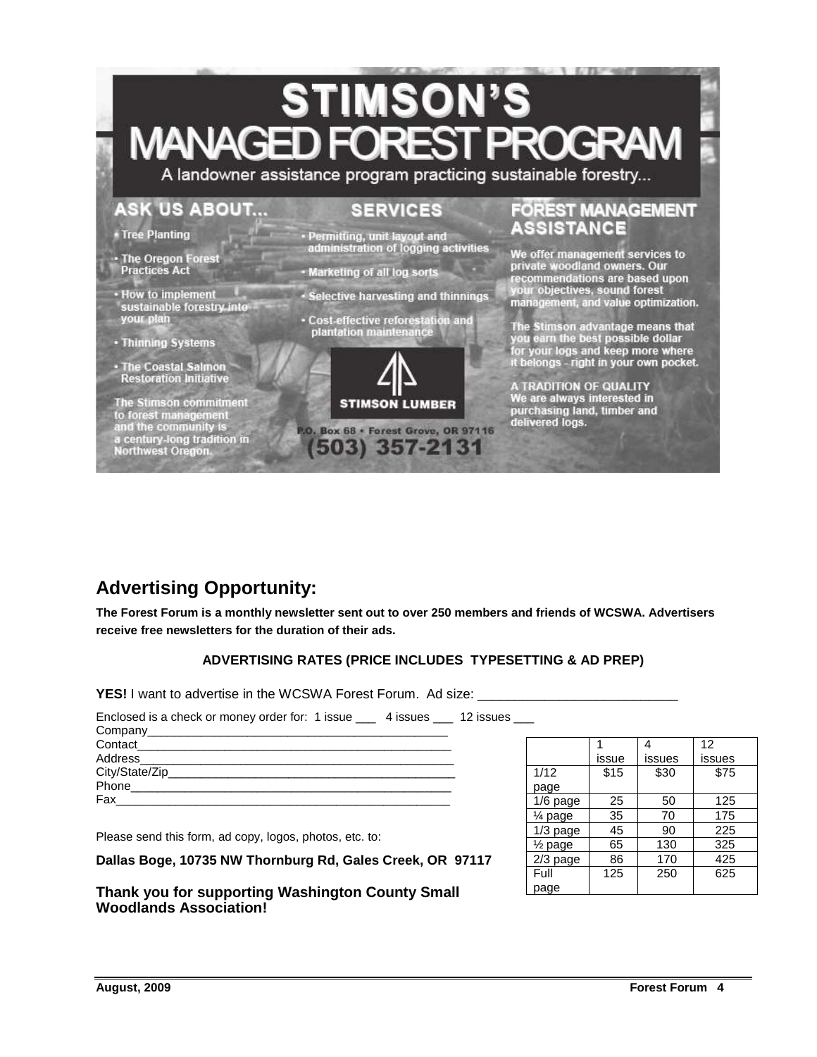# STIMSON'S MANAGED FOREST PROGRAM

A landowner assistance program practicing sustainable forestry...

## ASK US ABOUT...

- Tree Planting
- The Oregon Forest Practices Act
- How to implement sustainable forestry into your plan
- Thinning Systems
- The Coastal Salmon Restoration Initiative

The Stimson commitment to forest management and the community is a century-long tradition in Northwest Oregon.

## SERVICES

- Permitting, unit layout and administration of logging activities
- Marketing of all log sorts
- Selective harvesting and thinnings
- Cost-effective reforestation and plantation maintenance

STIMSON LUMBER

P.O. Box 68 • Forest Grove, OR 97116

(503) 357-2131

## FOREST MANAGEMENT ASSISTANCE

We offer management services to private woodland owners. Our recommendations are based upon your objectives, sound forest management, and value optimization.

The Stimson advantage means that you earn the best possible dollar for your logs and keep more where it belongs - right in your own pocket.

A TRADITION OF QUALITY
We are always interested in purchasing land, timber and delivered logs.

## Advertising Opportunity:

**The Forest Forum is a monthly newsletter sent out to over 250 members and friends of WCSWA. Advertisers receive free newsletters for the duration of their ads.**

**ADVERTISING RATES (PRICE INCLUDES TYPESETTING & AD PREP)**

**YES!** I want to advertise in the WCSWA Forest Forum. Ad size: ___________________________

Enclosed is a check or money order for: 1 issue ___ 4 issues ___ 12 issues ___
Company_____________________________________________
Contact______________________________________________
Address______________________________________________
City/State/Zip_________________________________________
Phone_______________________________________________
Fax_________________________________________________

|  | 1 issue | 4 issues | 12 issues |
|---|---|---|---|
| 1/12 page | $15 | $30 | $75 |
| 1/6 page | 25 | 50 | 125 |
| ¼ page | 35 | 70 | 175 |
| 1/3 page | 45 | 90 | 225 |
| ½ page | 65 | 130 | 325 |
| 2/3 page | 86 | 170 | 425 |
| Full page | 125 | 250 | 625 |

Please send this form, ad copy, logos, photos, etc. to:

**Dallas Boge, 10735 NW Thornburg Rd, Gales Creek, OR 97117**

### Thank you for supporting Washington County Small Woodlands Association!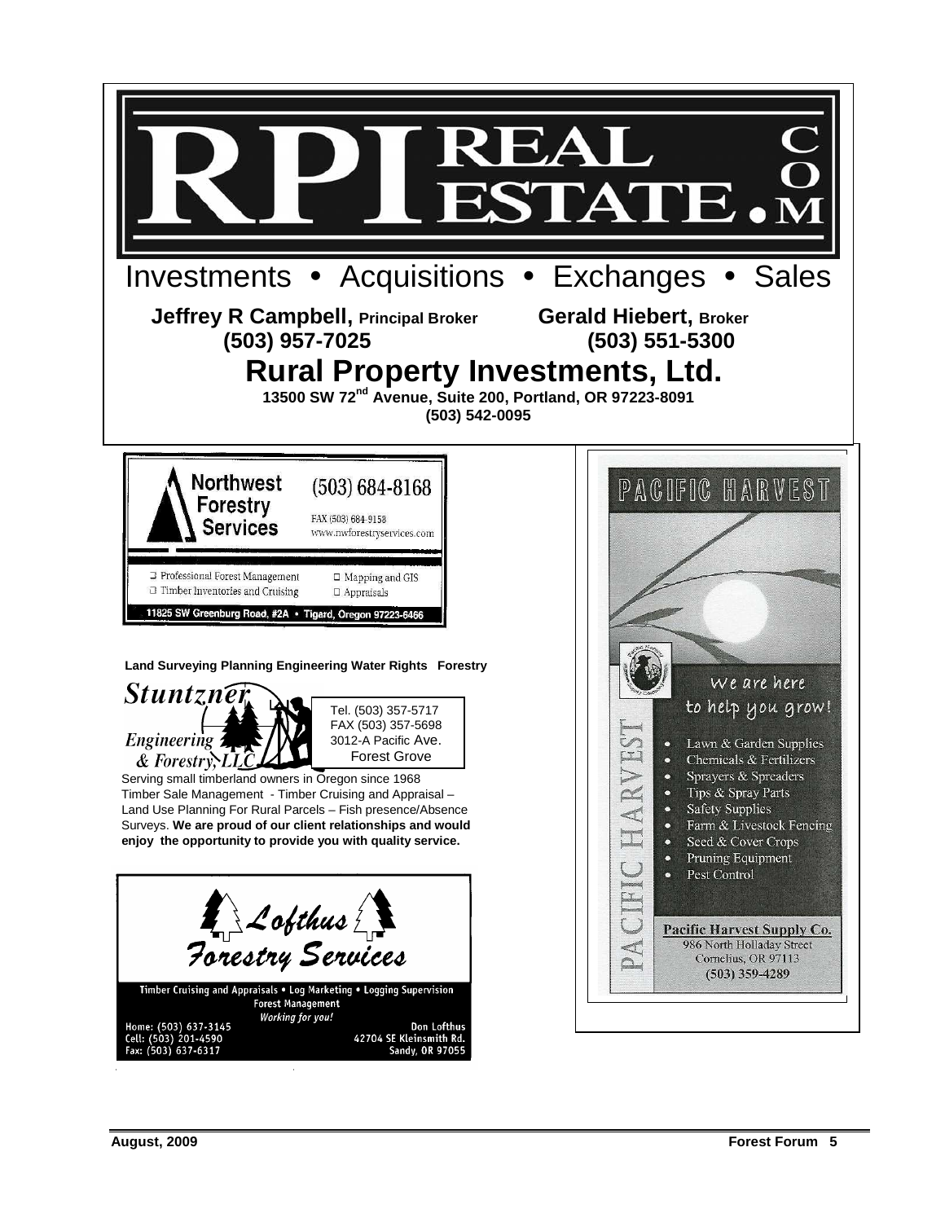# RPI REAL ESTATE.COM

Investments • Acquisitions • Exchanges • Sales

**Jeffrey R Campbell, Principal Broker**
**(503) 957-7025**

**Gerald Hiebert, Broker**
**(503) 551-5300**

## Rural Property Investments, Ltd.

**13500 SW 72nd Avenue, Suite 200, Portland, OR 97223-8091**
**(503) 542-0095**

---

**Northwest Forestry Services**

(503) 684-8168

FAX (503) 684-9158
www.nwforestryservices.com

- Professional Forest Management
- Timber Inventories and Cruising
- Mapping and GIS
- Appraisals

11825 SW Greenburg Road, #2A • Tigard, Oregon 97223-6466

---

**Land Surveying Planning Engineering Water Rights Forestry**

*Stuntzner Engineering & Forestry, LLC*

Tel. (503) 357-5717
FAX (503) 357-5698
3012-A Pacific Ave.
Forest Grove

Serving small timberland owners in Oregon since 1968
Timber Sale Management - Timber Cruising and Appraisal – Land Use Planning For Rural Parcels – Fish presence/Absence Surveys. **We are proud of our client relationships and would enjoy the opportunity to provide you with quality service.**

---

*Lofthus Forestry Services*

Timber Cruising and Appraisals • Log Marketing • Logging Supervision
Forest Management
*Working for you!*

Home: (503) 637-3145
Cell: (503) 201-4590
Fax: (503) 637-6317

Don Lofthus
42704 SE Kleinsmith Rd.
Sandy, OR 97055

---

**PACIFIC HARVEST**

We are here to help you grow!

- Lawn & Garden Supplies
- Chemicals & Fertilizers
- Sprayers & Spreaders
- Tips & Spray Parts
- Safety Supplies
- Farm & Livestock Fencing
- Seed & Cover Crops
- Pruning Equipment
- Pest Control

**Pacific Harvest Supply Co.**
986 North Holladay Street
Cornelius, OR 97113
(503) 359-4289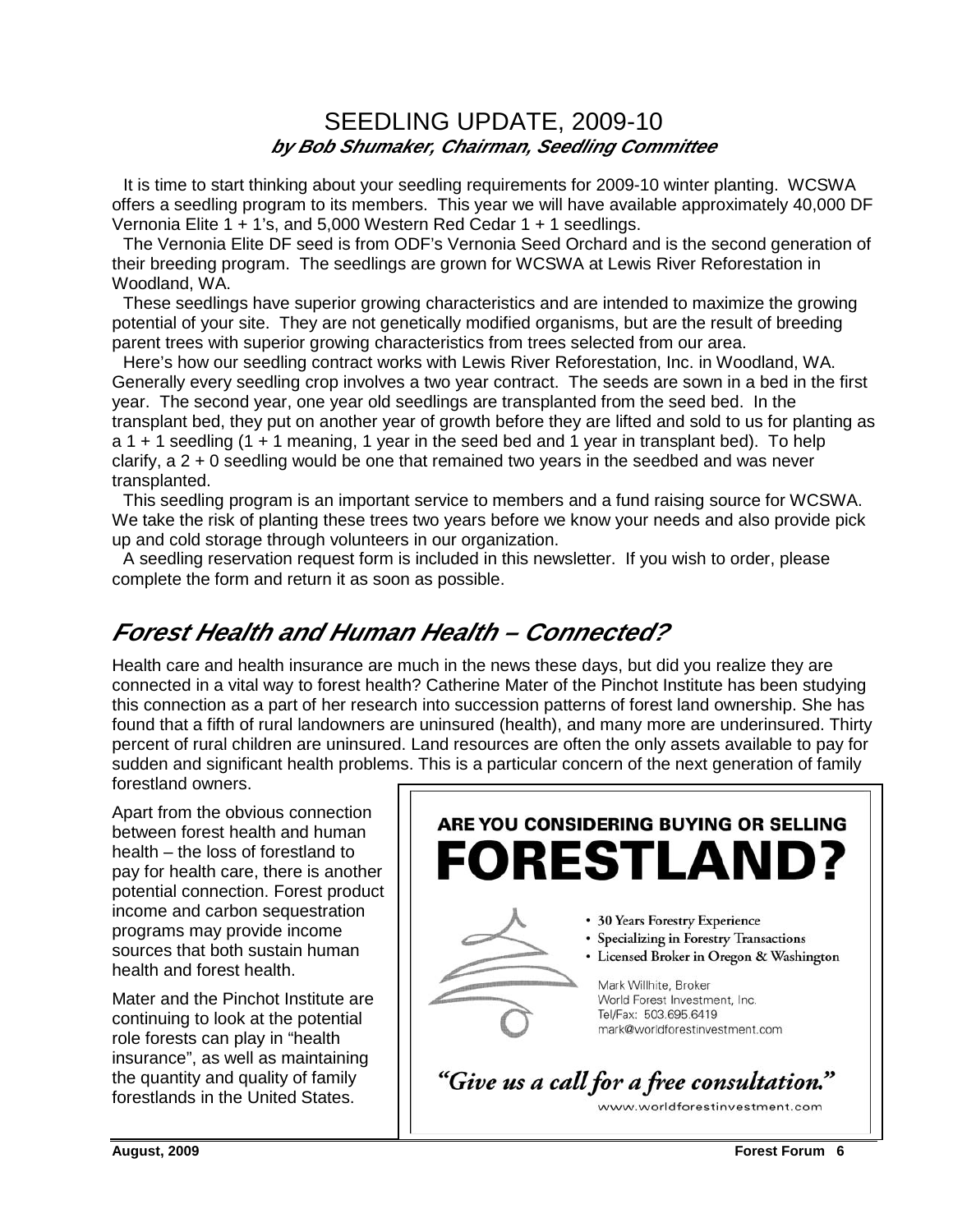## SEEDLING UPDATE, 2009-10

***by Bob Shumaker, Chairman, Seedling Committee***

It is time to start thinking about your seedling requirements for 2009-10 winter planting. WCSWA offers a seedling program to its members. This year we will have available approximately 40,000 DF Vernonia Elite 1 + 1's, and 5,000 Western Red Cedar 1 + 1 seedlings.

The Vernonia Elite DF seed is from ODF's Vernonia Seed Orchard and is the second generation of their breeding program. The seedlings are grown for WCSWA at Lewis River Reforestation in Woodland, WA.

These seedlings have superior growing characteristics and are intended to maximize the growing potential of your site. They are not genetically modified organisms, but are the result of breeding parent trees with superior growing characteristics from trees selected from our area.

Here's how our seedling contract works with Lewis River Reforestation, Inc. in Woodland, WA. Generally every seedling crop involves a two year contract. The seeds are sown in a bed in the first year. The second year, one year old seedlings are transplanted from the seed bed. In the transplant bed, they put on another year of growth before they are lifted and sold to us for planting as a 1 + 1 seedling (1 + 1 meaning, 1 year in the seed bed and 1 year in transplant bed). To help clarify, a 2 + 0 seedling would be one that remained two years in the seedbed and was never transplanted.

This seedling program is an important service to members and a fund raising source for WCSWA. We take the risk of planting these trees two years before we know your needs and also provide pick up and cold storage through volunteers in our organization.

A seedling reservation request form is included in this newsletter. If you wish to order, please complete the form and return it as soon as possible.

## *Forest Health and Human Health – Connected?*

Health care and health insurance are much in the news these days, but did you realize they are connected in a vital way to forest health? Catherine Mater of the Pinchot Institute has been studying this connection as a part of her research into succession patterns of forest land ownership. She has found that a fifth of rural landowners are uninsured (health), and many more are underinsured. Thirty percent of rural children are uninsured. Land resources are often the only assets available to pay for sudden and significant health problems. This is a particular concern of the next generation of family forestland owners.

Apart from the obvious connection between forest health and human health – the loss of forestland to pay for health care, there is another potential connection. Forest product income and carbon sequestration programs may provide income sources that both sustain human health and forest health.

Mater and the Pinchot Institute are continuing to look at the potential role forests can play in "health insurance", as well as maintaining the quantity and quality of family forestlands in the United States.

**ARE YOU CONSIDERING BUYING OR SELLING**

# FORESTLAND?

- 30 Years Forestry Experience
- Specializing in Forestry Transactions
- Licensed Broker in Oregon & Washington

Mark Willhite, Broker
World Forest Investment, Inc.
Tel/Fax: 503.695.6419
mark@worldforestinvestment.com

*"Give us a call for a free consultation."*

www.worldforestinvestment.com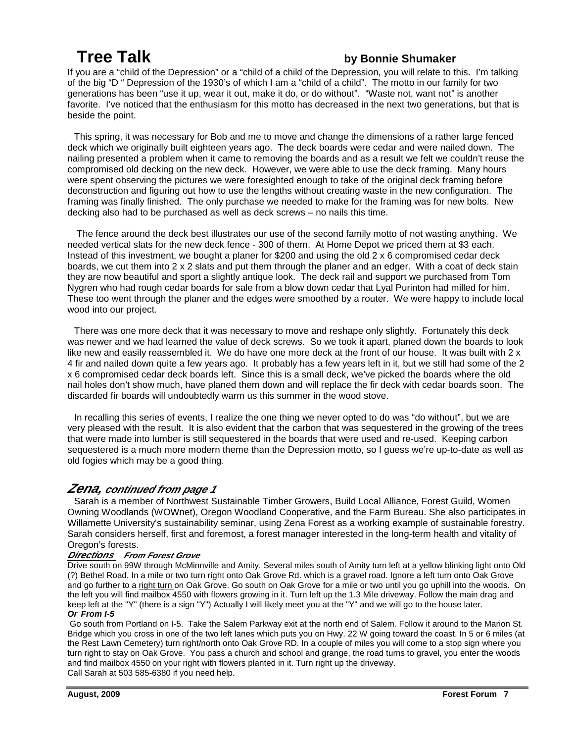# Tree Talk

**by Bonnie Shumaker**

If you are a "child of the Depression" or a "child of a child of the Depression, you will relate to this. I'm talking of the big "D " Depression of the 1930's of which I am a "child of a child". The motto in our family for two generations has been "use it up, wear it out, make it do, or do without". "Waste not, want not" is another favorite. I've noticed that the enthusiasm for this motto has decreased in the next two generations, but that is beside the point.

This spring, it was necessary for Bob and me to move and change the dimensions of a rather large fenced deck which we originally built eighteen years ago. The deck boards were cedar and were nailed down. The nailing presented a problem when it came to removing the boards and as a result we felt we couldn't reuse the compromised old decking on the new deck. However, we were able to use the deck framing. Many hours were spent observing the pictures we were foresighted enough to take of the original deck framing before deconstruction and figuring out how to use the lengths without creating waste in the new configuration. The framing was finally finished. The only purchase we needed to make for the framing was for new bolts. New decking also had to be purchased as well as deck screws – no nails this time.

The fence around the deck best illustrates our use of the second family motto of not wasting anything. We needed vertical slats for the new deck fence - 300 of them. At Home Depot we priced them at $3 each. Instead of this investment, we bought a planer for $200 and using the old 2 x 6 compromised cedar deck boards, we cut them into 2 x 2 slats and put them through the planer and an edger. With a coat of deck stain they are now beautiful and sport a slightly antique look. The deck rail and support we purchased from Tom Nygren who had rough cedar boards for sale from a blow down cedar that Lyal Purinton had milled for him. These too went through the planer and the edges were smoothed by a router. We were happy to include local wood into our project.

There was one more deck that it was necessary to move and reshape only slightly. Fortunately this deck was newer and we had learned the value of deck screws. So we took it apart, planed down the boards to look like new and easily reassembled it. We do have one more deck at the front of our house. It was built with 2 x 4 fir and nailed down quite a few years ago. It probably has a few years left in it, but we still had some of the 2 x 6 compromised cedar deck boards left. Since this is a small deck, we've picked the boards where the old nail holes don't show much, have planed them down and will replace the fir deck with cedar boards soon. The discarded fir boards will undoubtedly warm us this summer in the wood stove.

In recalling this series of events, I realize the one thing we never opted to do was "do without", but we are very pleased with the result. It is also evident that the carbon that was sequestered in the growing of the trees that were made into lumber is still sequestered in the boards that were used and re-used. Keeping carbon sequestered is a much more modern theme than the Depression motto, so I guess we're up-to-date as well as old fogies which may be a good thing.

## *Zena, continued from page 1*

Sarah is a member of Northwest Sustainable Timber Growers, Build Local Alliance, Forest Guild, Women Owning Woodlands (WOWnet), Oregon Woodland Cooperative, and the Farm Bureau. She also participates in Willamette University's sustainability seminar, using Zena Forest as a working example of sustainable forestry. Sarah considers herself, first and foremost, a forest manager interested in the long-term health and vitality of Oregon's forests.

***Directions*** ***From Forest Grove***

Drive south on 99W through McMinnville and Amity. Several miles south of Amity turn left at a yellow blinking light onto Old (?) Bethel Road. In a mile or two turn right onto Oak Grove Rd. which is a gravel road. Ignore a left turn onto Oak Grove and go further to a right turn on Oak Grove. Go south on Oak Grove for a mile or two until you go uphill into the woods. On the left you will find mailbox 4550 with flowers growing in it. Turn left up the 1.3 Mile driveway. Follow the main drag and keep left at the "Y" (there is a sign "Y") Actually I will likely meet you at the "Y" and we will go to the house later.

***Or From I-5***

Go south from Portland on I-5. Take the Salem Parkway exit at the north end of Salem. Follow it around to the Marion St. Bridge which you cross in one of the two left lanes which puts you on Hwy. 22 W going toward the coast. In 5 or 6 miles (at the Rest Lawn Cemetery) turn right/north onto Oak Grove RD. In a couple of miles you will come to a stop sign where you turn right to stay on Oak Grove. You pass a church and school and grange, the road turns to gravel, you enter the woods and find mailbox 4550 on your right with flowers planted in it. Turn right up the driveway.

Call Sarah at 503 585-6380 if you need help.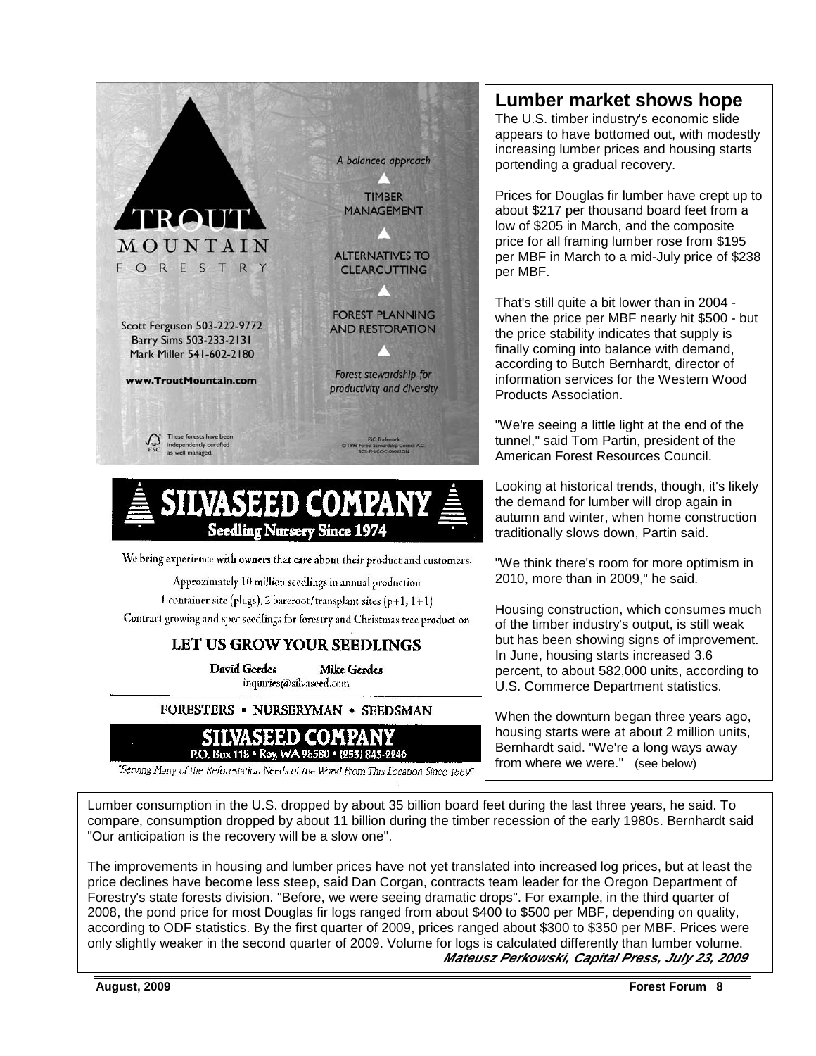TROUT MOUNTAIN FORESTRY

A balanced approach

TIMBER MANAGEMENT

ALTERNATIVES TO CLEARCUTTING

FOREST PLANNING AND RESTORATION

Forest stewardship for productivity and diversity

Scott Ferguson 503-222-9772
Barry Sims 503-233-2131
Mark Miller 541-602-2180

**www.TroutMountain.com**

These forests have been independently certified as well managed.

FSC Trademark © 1996 Forest Stewardship Council A.C. SCS-FM/COC-00062GN

# SILVASEED COMPANY

**Seedling Nursery Since 1974**

We bring experience with owners that care about their product and customers.

Approximately 10 million seedlings in annual production

1 container site (plugs), 2 bareroot/transplant sites (p+1, 1+1)

Contract growing and spec seedlings for forestry and Christmas tree production

**LET US GROW YOUR SEEDLINGS**

**David Gerdes** **Mike Gerdes**

inquiries@silvaseed.com

FORESTERS • NURSERYMAN • SEEDSMAN

**SILVASEED COMPANY**

P.O. Box 118 • Roy, WA 98580 • (253) 843-2246

*"Serving Many of the Reforestation Needs of the World From This Location Since 1889"*

## Lumber market shows hope

The U.S. timber industry's economic slide appears to have bottomed out, with modestly increasing lumber prices and housing starts portending a gradual recovery.

Prices for Douglas fir lumber have crept up to about $217 per thousand board feet from a low of $205 in March, and the composite price for all framing lumber rose from $195 per MBF in March to a mid-July price of $238 per MBF.

That's still quite a bit lower than in 2004 - when the price per MBF nearly hit $500 - but the price stability indicates that supply is finally coming into balance with demand, according to Butch Bernhardt, director of information services for the Western Wood Products Association.

"We're seeing a little light at the end of the tunnel," said Tom Partin, president of the American Forest Resources Council.

Looking at historical trends, though, it's likely the demand for lumber will drop again in autumn and winter, when home construction traditionally slows down, Partin said.

"We think there's room for more optimism in 2010, more than in 2009," he said.

Housing construction, which consumes much of the timber industry's output, is still weak but has been showing signs of improvement. In June, housing starts increased 3.6 percent, to about 582,000 units, according to U.S. Commerce Department statistics.

When the downturn began three years ago, housing starts were at about 2 million units, Bernhardt said. "We're a long ways away from where we were." (see below)

Lumber consumption in the U.S. dropped by about 35 billion board feet during the last three years, he said. To compare, consumption dropped by about 11 billion during the timber recession of the early 1980s. Bernhardt said "Our anticipation is the recovery will be a slow one".

The improvements in housing and lumber prices have not yet translated into increased log prices, but at least the price declines have become less steep, said Dan Corgan, contracts team leader for the Oregon Department of Forestry's state forests division. "Before, we were seeing dramatic drops". For example, in the third quarter of 2008, the pond price for most Douglas fir logs ranged from about $400 to $500 per MBF, depending on quality, according to ODF statistics. By the first quarter of 2009, prices ranged about $300 to $350 per MBF. Prices were only slightly weaker in the second quarter of 2009. Volume for logs is calculated differently than lumber volume.

***Mateusz Perkowski, Capital Press, July 23, 2009***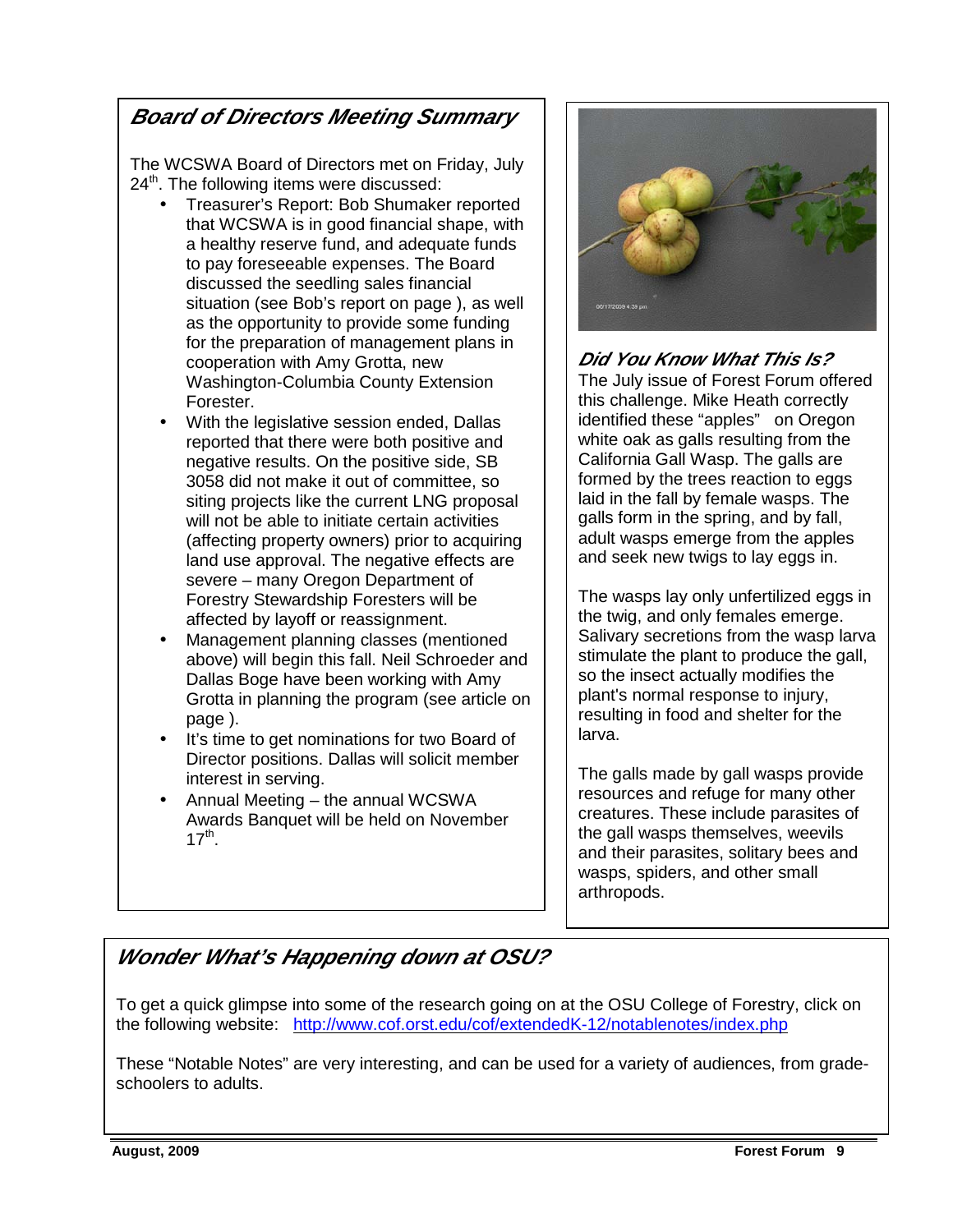## *Board of Directors Meeting Summary*

The WCSWA Board of Directors met on Friday, July 24th. The following items were discussed:

- Treasurer's Report: Bob Shumaker reported that WCSWA is in good financial shape, with a healthy reserve fund, and adequate funds to pay foreseeable expenses. The Board discussed the seedling sales financial situation (see Bob's report on page ), as well as the opportunity to provide some funding for the preparation of management plans in cooperation with Amy Grotta, new Washington-Columbia County Extension Forester.
- With the legislative session ended, Dallas reported that there were both positive and negative results. On the positive side, SB 3058 did not make it out of committee, so siting projects like the current LNG proposal will not be able to initiate certain activities (affecting property owners) prior to acquiring land use approval. The negative effects are severe – many Oregon Department of Forestry Stewardship Foresters will be affected by layoff or reassignment.
- Management planning classes (mentioned above) will begin this fall. Neil Schroeder and Dallas Boge have been working with Amy Grotta in planning the program (see article on page ).
- It's time to get nominations for two Board of Director positions. Dallas will solicit member interest in serving.
- Annual Meeting – the annual WCSWA Awards Banquet will be held on November 17th.

## *Did You Know What This Is?*

The July issue of Forest Forum offered this challenge. Mike Heath correctly identified these "apples" on Oregon white oak as galls resulting from the California Gall Wasp. The galls are formed by the trees reaction to eggs laid in the fall by female wasps. The galls form in the spring, and by fall, adult wasps emerge from the apples and seek new twigs to lay eggs in.

The wasps lay only unfertilized eggs in the twig, and only females emerge. Salivary secretions from the wasp larva stimulate the plant to produce the gall, so the insect actually modifies the plant's normal response to injury, resulting in food and shelter for the larva.

The galls made by gall wasps provide resources and refuge for many other creatures. These include parasites of the gall wasps themselves, weevils and their parasites, solitary bees and wasps, spiders, and other small arthropods.

## *Wonder What's Happening down at OSU?*

To get a quick glimpse into some of the research going on at the OSU College of Forestry, click on the following website: http://www.cof.orst.edu/cof/extendedK-12/notablenotes/index.php

These "Notable Notes" are very interesting, and can be used for a variety of audiences, from grade-schoolers to adults.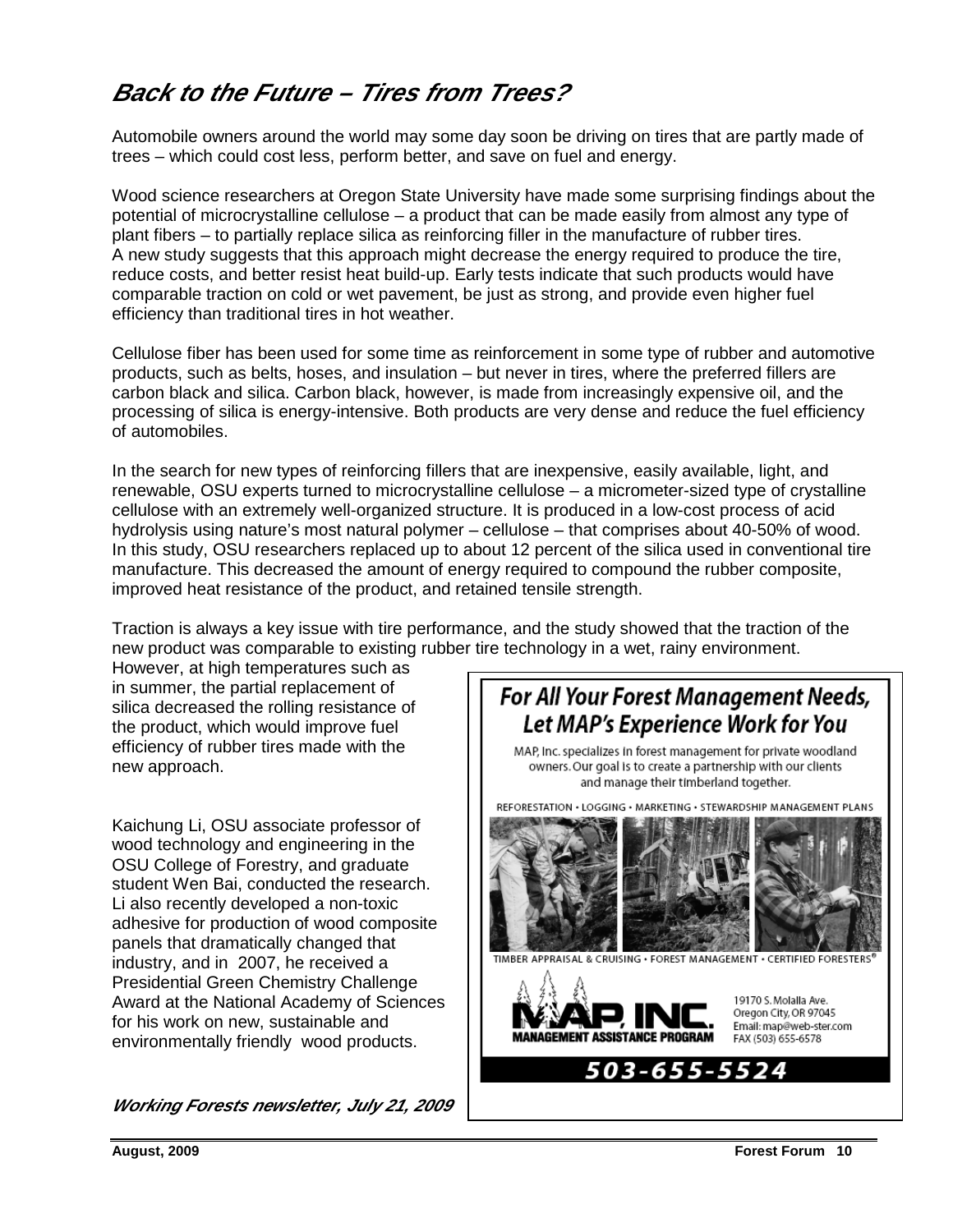## *Back to the Future – Tires from Trees?*

Automobile owners around the world may some day soon be driving on tires that are partly made of trees – which could cost less, perform better, and save on fuel and energy.

Wood science researchers at Oregon State University have made some surprising findings about the potential of microcrystalline cellulose – a product that can be made easily from almost any type of plant fibers – to partially replace silica as reinforcing filler in the manufacture of rubber tires. A new study suggests that this approach might decrease the energy required to produce the tire, reduce costs, and better resist heat build-up. Early tests indicate that such products would have comparable traction on cold or wet pavement, be just as strong, and provide even higher fuel efficiency than traditional tires in hot weather.

Cellulose fiber has been used for some time as reinforcement in some type of rubber and automotive products, such as belts, hoses, and insulation – but never in tires, where the preferred fillers are carbon black and silica. Carbon black, however, is made from increasingly expensive oil, and the processing of silica is energy-intensive. Both products are very dense and reduce the fuel efficiency of automobiles.

In the search for new types of reinforcing fillers that are inexpensive, easily available, light, and renewable, OSU experts turned to microcrystalline cellulose – a micrometer-sized type of crystalline cellulose with an extremely well-organized structure. It is produced in a low-cost process of acid hydrolysis using nature's most natural polymer – cellulose – that comprises about 40-50% of wood. In this study, OSU researchers replaced up to about 12 percent of the silica used in conventional tire manufacture. This decreased the amount of energy required to compound the rubber composite, improved heat resistance of the product, and retained tensile strength.

Traction is always a key issue with tire performance, and the study showed that the traction of the new product was comparable to existing rubber tire technology in a wet, rainy environment. However, at high temperatures such as in summer, the partial replacement of silica decreased the rolling resistance of the product, which would improve fuel efficiency of rubber tires made with the new approach.

Kaichung Li, OSU associate professor of wood technology and engineering in the OSU College of Forestry, and graduate student Wen Bai, conducted the research. Li also recently developed a non-toxic adhesive for production of wood composite panels that dramatically changed that industry, and in 2007, he received a Presidential Green Chemistry Challenge Award at the National Academy of Sciences for his work on new, sustainable and environmentally friendly wood products.

***Working Forests newsletter, July 21, 2009***

---

**For All Your Forest Management Needs, Let MAP's Experience Work for You**

MAP, Inc. specializes in forest management for private woodland owners. Our goal is to create a partnership with our clients and manage their timberland together.

REFORESTATION • LOGGING • MARKETING • STEWARDSHIP MANAGEMENT PLANS

TIMBER APPRAISAL & CRUISING • FOREST MANAGEMENT • CERTIFIED FORESTERS®

**MAP, INC.**
**MANAGEMENT ASSISTANCE PROGRAM**

19170 S. Molalla Ave.
Oregon City, OR 97045
Email: map@web-ster.com
FAX (503) 655-6578

**503-655-5524**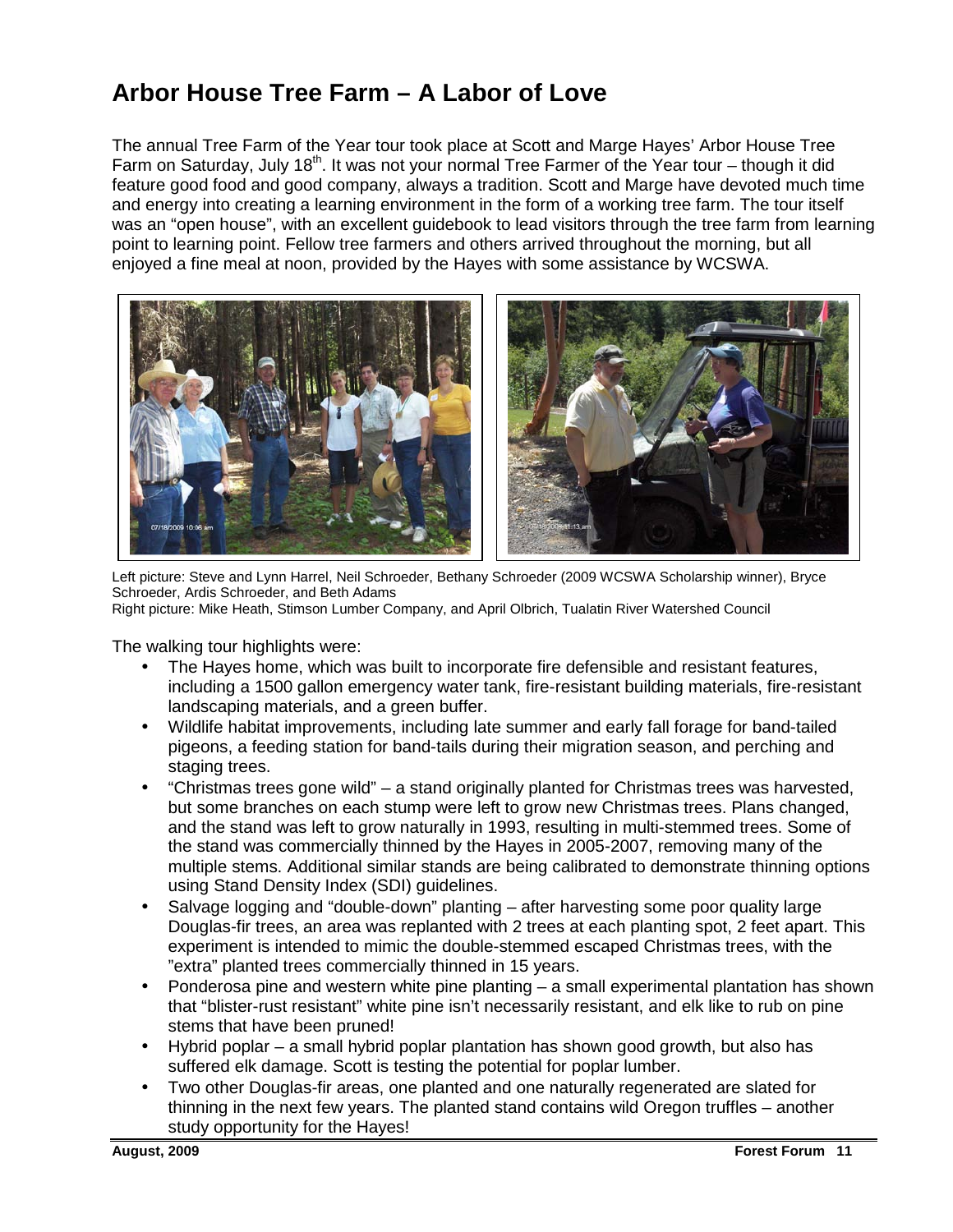# Arbor House Tree Farm – A Labor of Love

The annual Tree Farm of the Year tour took place at Scott and Marge Hayes' Arbor House Tree Farm on Saturday, July 18th. It was not your normal Tree Farmer of the Year tour – though it did feature good food and good company, always a tradition. Scott and Marge have devoted much time and energy into creating a learning environment in the form of a working tree farm. The tour itself was an "open house", with an excellent guidebook to lead visitors through the tree farm from learning point to learning point. Fellow tree farmers and others arrived throughout the morning, but all enjoyed a fine meal at noon, provided by the Hayes with some assistance by WCSWA.

Left picture: Steve and Lynn Harrel, Neil Schroeder, Bethany Schroeder (2009 WCSWA Scholarship winner), Bryce Schroeder, Ardis Schroeder, and Beth Adams
Right picture: Mike Heath, Stimson Lumber Company, and April Olbrich, Tualatin River Watershed Council

The walking tour highlights were:

- The Hayes home, which was built to incorporate fire defensible and resistant features, including a 1500 gallon emergency water tank, fire-resistant building materials, fire-resistant landscaping materials, and a green buffer.
- Wildlife habitat improvements, including late summer and early fall forage for band-tailed pigeons, a feeding station for band-tails during their migration season, and perching and staging trees.
- "Christmas trees gone wild" – a stand originally planted for Christmas trees was harvested, but some branches on each stump were left to grow new Christmas trees. Plans changed, and the stand was left to grow naturally in 1993, resulting in multi-stemmed trees. Some of the stand was commercially thinned by the Hayes in 2005-2007, removing many of the multiple stems. Additional similar stands are being calibrated to demonstrate thinning options using Stand Density Index (SDI) guidelines.
- Salvage logging and "double-down" planting – after harvesting some poor quality large Douglas-fir trees, an area was replanted with 2 trees at each planting spot, 2 feet apart. This experiment is intended to mimic the double-stemmed escaped Christmas trees, with the "extra" planted trees commercially thinned in 15 years.
- Ponderosa pine and western white pine planting – a small experimental plantation has shown that "blister-rust resistant" white pine isn't necessarily resistant, and elk like to rub on pine stems that have been pruned!
- Hybrid poplar – a small hybrid poplar plantation has shown good growth, but also has suffered elk damage. Scott is testing the potential for poplar lumber.
- Two other Douglas-fir areas, one planted and one naturally regenerated are slated for thinning in the next few years. The planted stand contains wild Oregon truffles – another study opportunity for the Hayes!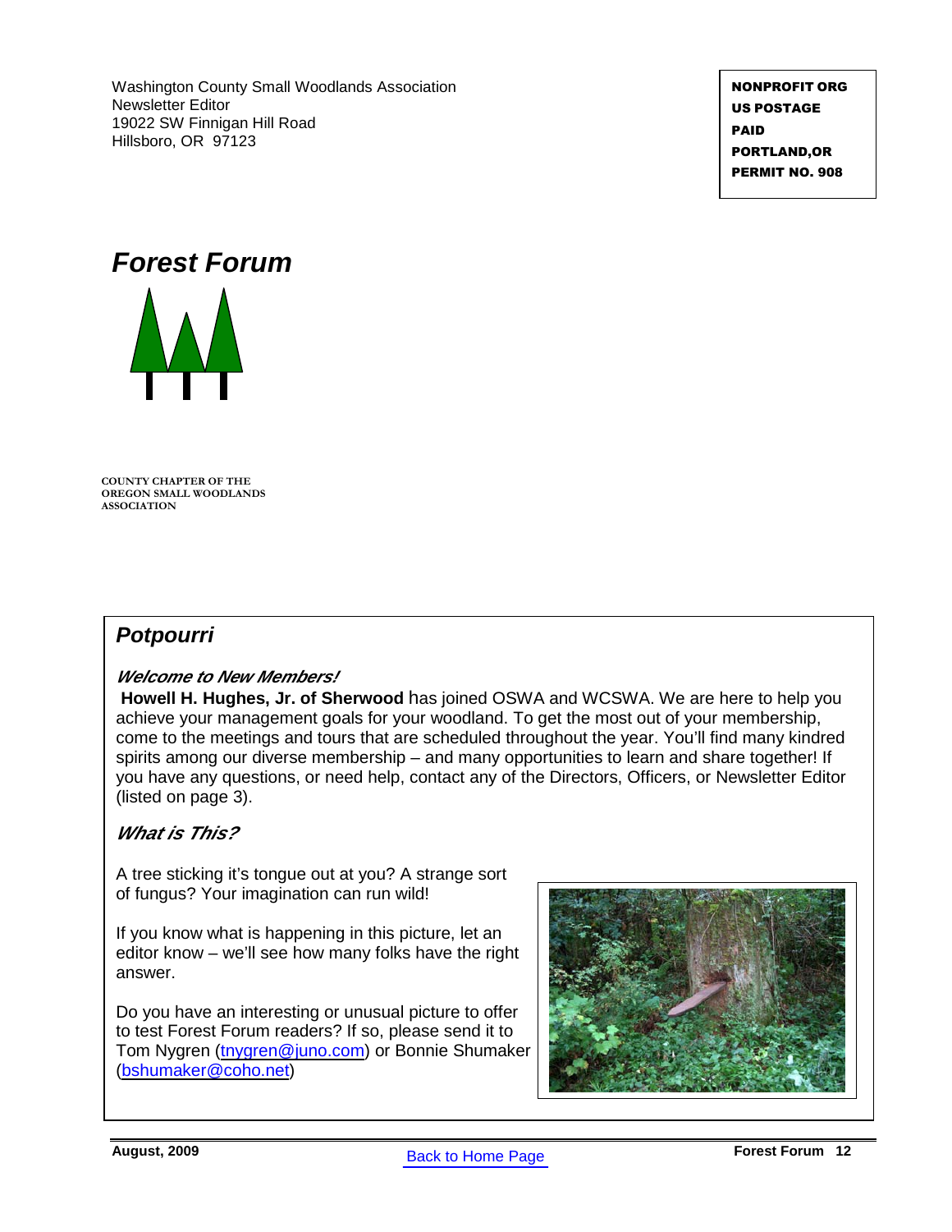Washington County Small Woodlands Association
Newsletter Editor
19022 SW Finnigan Hill Road
Hillsboro, OR 97123

**NONPROFIT ORG**
**US POSTAGE**
**PAID**
**PORTLAND,OR**
**PERMIT NO. 908**

# *Forest Forum*

COUNTY CHAPTER OF THE OREGON SMALL WOODLANDS ASSOCIATION

## *Potpourri*

### *Welcome to New Members!*

**Howell H. Hughes, Jr. of Sherwood** has joined OSWA and WCSWA. We are here to help you achieve your management goals for your woodland. To get the most out of your membership, come to the meetings and tours that are scheduled throughout the year. You'll find many kindred spirits among our diverse membership – and many opportunities to learn and share together! If you have any questions, or need help, contact any of the Directors, Officers, or Newsletter Editor (listed on page 3).

### *What is This?*

A tree sticking it's tongue out at you? A strange sort of fungus? Your imagination can run wild!

If you know what is happening in this picture, let an editor know – we'll see how many folks have the right answer.

Do you have an interesting or unusual picture to offer to test Forest Forum readers? If so, please send it to Tom Nygren (tnygren@juno.com) or Bonnie Shumaker (bshumaker@coho.net)

Back to Home Page